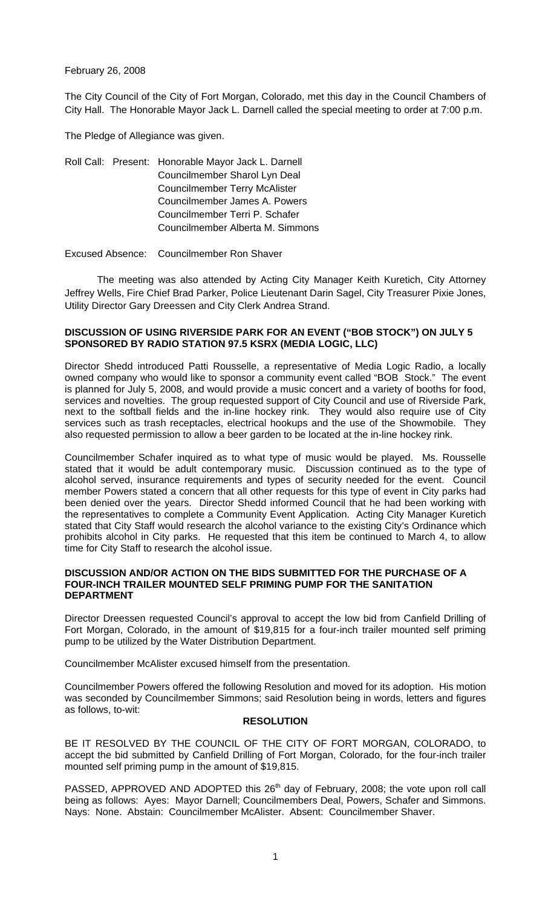February 26, 2008

The City Council of the City of Fort Morgan, Colorado, met this day in the Council Chambers of City Hall. The Honorable Mayor Jack L. Darnell called the special meeting to order at 7:00 p.m.

The Pledge of Allegiance was given.

Roll Call: Present: Honorable Mayor Jack L. Darnell
Councilmember Sharol Lyn Deal
Councilmember Terry McAlister
Councilmember James A. Powers
Councilmember Terri P. Schafer
Councilmember Alberta M. Simmons

Excused Absence: Councilmember Ron Shaver

The meeting was also attended by Acting City Manager Keith Kuretich, City Attorney Jeffrey Wells, Fire Chief Brad Parker, Police Lieutenant Darin Sagel, City Treasurer Pixie Jones, Utility Director Gary Dreessen and City Clerk Andrea Strand.

**DISCUSSION OF USING RIVERSIDE PARK FOR AN EVENT ("BOB STOCK") ON JULY 5 SPONSORED BY RADIO STATION 97.5 KSRX (MEDIA LOGIC, LLC)**

Director Shedd introduced Patti Rousselle, a representative of Media Logic Radio, a locally owned company who would like to sponsor a community event called "BOB Stock." The event is planned for July 5, 2008, and would provide a music concert and a variety of booths for food, services and novelties. The group requested support of City Council and use of Riverside Park, next to the softball fields and the in-line hockey rink. They would also require use of City services such as trash receptacles, electrical hookups and the use of the Showmobile. They also requested permission to allow a beer garden to be located at the in-line hockey rink.

Councilmember Schafer inquired as to what type of music would be played. Ms. Rousselle stated that it would be adult contemporary music. Discussion continued as to the type of alcohol served, insurance requirements and types of security needed for the event. Council member Powers stated a concern that all other requests for this type of event in City parks had been denied over the years. Director Shedd informed Council that he had been working with the representatives to complete a Community Event Application. Acting City Manager Kuretich stated that City Staff would research the alcohol variance to the existing City's Ordinance which prohibits alcohol in City parks. He requested that this item be continued to March 4, to allow time for City Staff to research the alcohol issue.

**DISCUSSION AND/OR ACTION ON THE BIDS SUBMITTED FOR THE PURCHASE OF A FOUR-INCH TRAILER MOUNTED SELF PRIMING PUMP FOR THE SANITATION DEPARTMENT**

Director Dreessen requested Council's approval to accept the low bid from Canfield Drilling of Fort Morgan, Colorado, in the amount of $19,815 for a four-inch trailer mounted self priming pump to be utilized by the Water Distribution Department.

Councilmember McAlister excused himself from the presentation.

Councilmember Powers offered the following Resolution and moved for its adoption. His motion was seconded by Councilmember Simmons; said Resolution being in words, letters and figures as follows, to-wit:

**RESOLUTION**

BE IT RESOLVED BY THE COUNCIL OF THE CITY OF FORT MORGAN, COLORADO, to accept the bid submitted by Canfield Drilling of Fort Morgan, Colorado, for the four-inch trailer mounted self priming pump in the amount of $19,815.

PASSED, APPROVED AND ADOPTED this 26th day of February, 2008; the vote upon roll call being as follows: Ayes: Mayor Darnell; Councilmembers Deal, Powers, Schafer and Simmons. Nays: None. Abstain: Councilmember McAlister. Absent: Councilmember Shaver.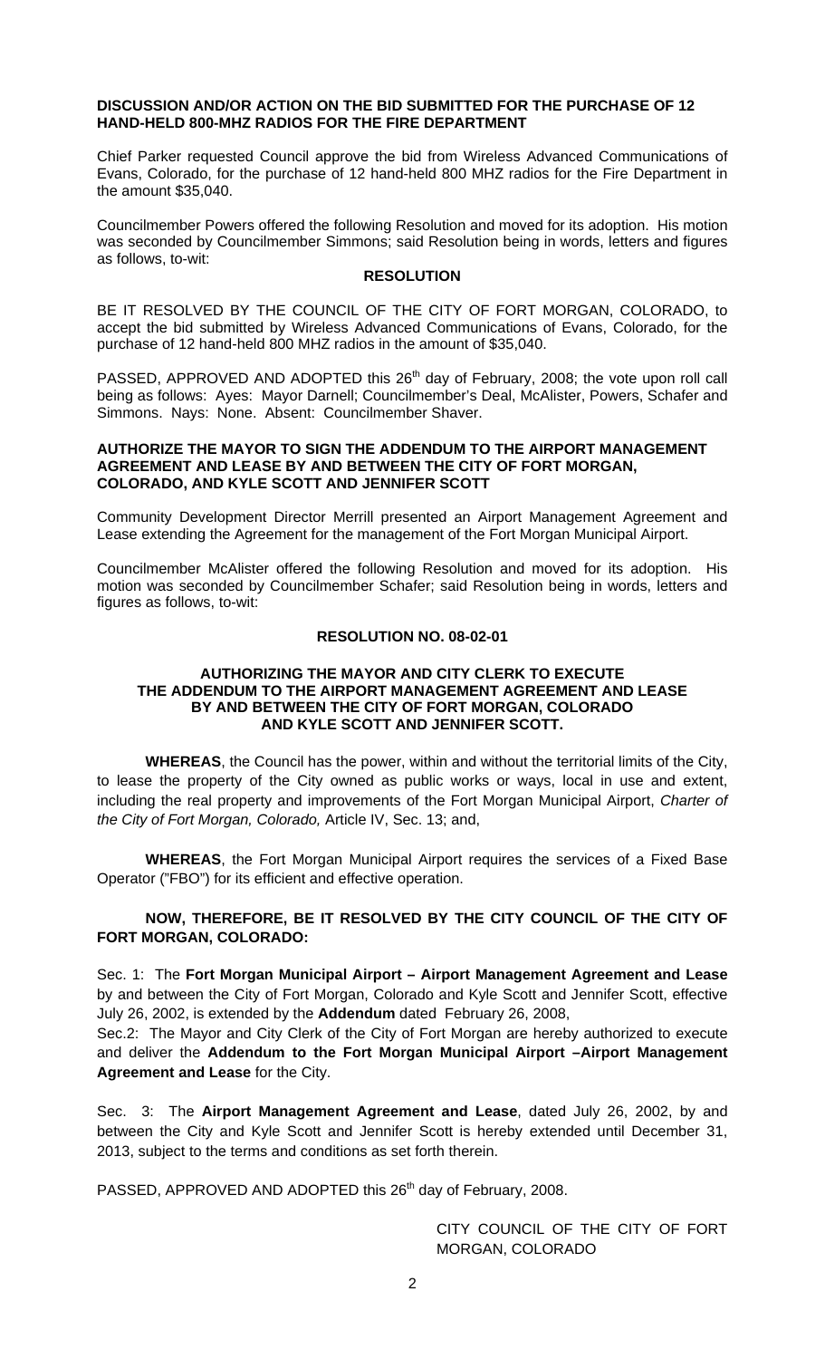**DISCUSSION AND/OR ACTION ON THE BID SUBMITTED FOR THE PURCHASE OF 12 HAND-HELD 800-MHZ RADIOS FOR THE FIRE DEPARTMENT**

Chief Parker requested Council approve the bid from Wireless Advanced Communications of Evans, Colorado, for the purchase of 12 hand-held 800 MHZ radios for the Fire Department in the amount $35,040.

Councilmember Powers offered the following Resolution and moved for its adoption. His motion was seconded by Councilmember Simmons; said Resolution being in words, letters and figures as follows, to-wit:

**RESOLUTION**

BE IT RESOLVED BY THE COUNCIL OF THE CITY OF FORT MORGAN, COLORADO, to accept the bid submitted by Wireless Advanced Communications of Evans, Colorado, for the purchase of 12 hand-held 800 MHZ radios in the amount of $35,040.

PASSED, APPROVED AND ADOPTED this 26th day of February, 2008; the vote upon roll call being as follows: Ayes: Mayor Darnell; Councilmember's Deal, McAlister, Powers, Schafer and Simmons. Nays: None. Absent: Councilmember Shaver.

**AUTHORIZE THE MAYOR TO SIGN THE ADDENDUM TO THE AIRPORT MANAGEMENT AGREEMENT AND LEASE BY AND BETWEEN THE CITY OF FORT MORGAN, COLORADO, AND KYLE SCOTT AND JENNIFER SCOTT**

Community Development Director Merrill presented an Airport Management Agreement and Lease extending the Agreement for the management of the Fort Morgan Municipal Airport.

Councilmember McAlister offered the following Resolution and moved for its adoption. His motion was seconded by Councilmember Schafer; said Resolution being in words, letters and figures as follows, to-wit:

**RESOLUTION NO. 08-02-01**

**AUTHORIZING THE MAYOR AND CITY CLERK TO EXECUTE THE ADDENDUM TO THE AIRPORT MANAGEMENT AGREEMENT AND LEASE BY AND BETWEEN THE CITY OF FORT MORGAN, COLORADO AND KYLE SCOTT AND JENNIFER SCOTT.**

**WHEREAS**, the Council has the power, within and without the territorial limits of the City, to lease the property of the City owned as public works or ways, local in use and extent, including the real property and improvements of the Fort Morgan Municipal Airport, *Charter of the City of Fort Morgan, Colorado,* Article IV, Sec. 13; and,

**WHEREAS**, the Fort Morgan Municipal Airport requires the services of a Fixed Base Operator ("FBO") for its efficient and effective operation.

**NOW, THEREFORE, BE IT RESOLVED BY THE CITY COUNCIL OF THE CITY OF FORT MORGAN, COLORADO:**

Sec. 1: The **Fort Morgan Municipal Airport – Airport Management Agreement and Lease** by and between the City of Fort Morgan, Colorado and Kyle Scott and Jennifer Scott, effective July 26, 2002, is extended by the **Addendum** dated February 26, 2008,

Sec.2: The Mayor and City Clerk of the City of Fort Morgan are hereby authorized to execute and deliver the **Addendum to the Fort Morgan Municipal Airport –Airport Management Agreement and Lease** for the City.

Sec. 3: The **Airport Management Agreement and Lease**, dated July 26, 2002, by and between the City and Kyle Scott and Jennifer Scott is hereby extended until December 31, 2013, subject to the terms and conditions as set forth therein.

PASSED, APPROVED AND ADOPTED this 26th day of February, 2008.

CITY COUNCIL OF THE CITY OF FORT MORGAN, COLORADO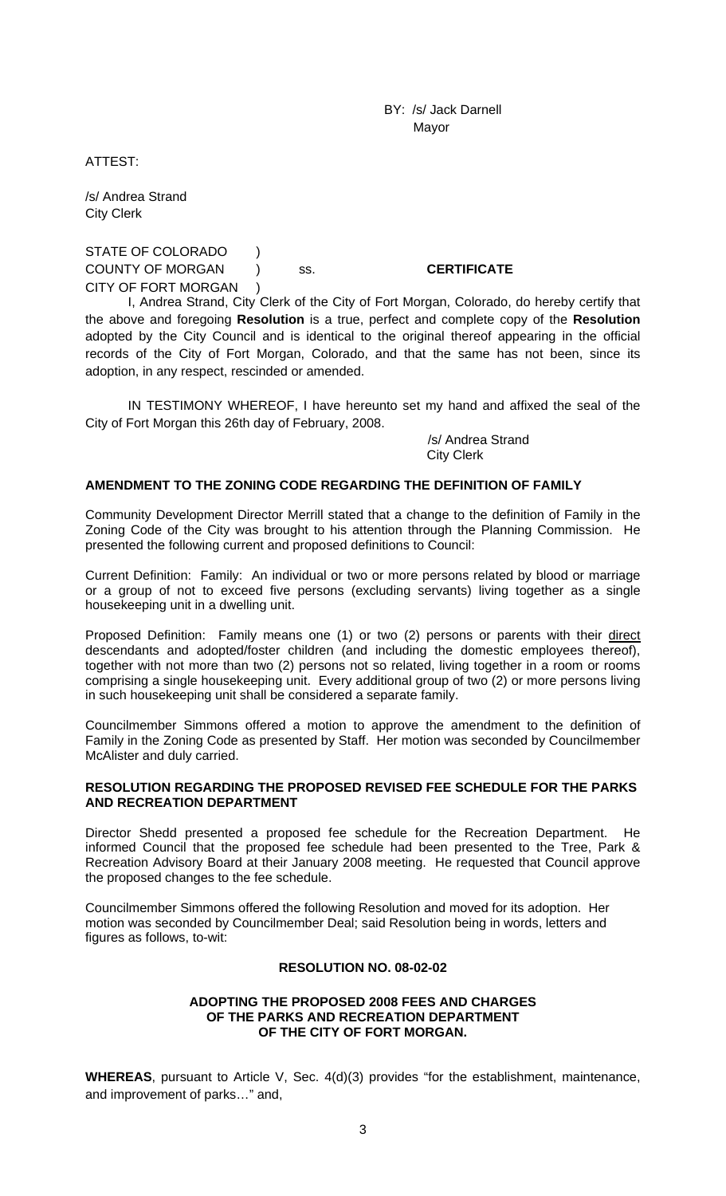BY: /s/ Jack Darnell
Mayor

ATTEST:

/s/ Andrea Strand
City Clerk

STATE OF COLORADO )
COUNTY OF MORGAN ) ss. **CERTIFICATE**
CITY OF FORT MORGAN )

I, Andrea Strand, City Clerk of the City of Fort Morgan, Colorado, do hereby certify that the above and foregoing **Resolution** is a true, perfect and complete copy of the **Resolution** adopted by the City Council and is identical to the original thereof appearing in the official records of the City of Fort Morgan, Colorado, and that the same has not been, since its adoption, in any respect, rescinded or amended.

IN TESTIMONY WHEREOF, I have hereunto set my hand and affixed the seal of the City of Fort Morgan this 26th day of February, 2008.

/s/ Andrea Strand
City Clerk

### AMENDMENT TO THE ZONING CODE REGARDING THE DEFINITION OF FAMILY

Community Development Director Merrill stated that a change to the definition of Family in the Zoning Code of the City was brought to his attention through the Planning Commission. He presented the following current and proposed definitions to Council:

Current Definition: Family: An individual or two or more persons related by blood or marriage or a group of not to exceed five persons (excluding servants) living together as a single housekeeping unit in a dwelling unit.

Proposed Definition: Family means one (1) or two (2) persons or parents with their <u>direct</u> descendants and adopted/foster children (and including the domestic employees thereof), together with not more than two (2) persons not so related, living together in a room or rooms comprising a single housekeeping unit. Every additional group of two (2) or more persons living in such housekeeping unit shall be considered a separate family.

Councilmember Simmons offered a motion to approve the amendment to the definition of Family in the Zoning Code as presented by Staff. Her motion was seconded by Councilmember McAlister and duly carried.

### RESOLUTION REGARDING THE PROPOSED REVISED FEE SCHEDULE FOR THE PARKS AND RECREATION DEPARTMENT

Director Shedd presented a proposed fee schedule for the Recreation Department. He informed Council that the proposed fee schedule had been presented to the Tree, Park & Recreation Advisory Board at their January 2008 meeting. He requested that Council approve the proposed changes to the fee schedule.

Councilmember Simmons offered the following Resolution and moved for its adoption. Her motion was seconded by Councilmember Deal; said Resolution being in words, letters and figures as follows, to-wit:

**RESOLUTION NO. 08-02-02**

**ADOPTING THE PROPOSED 2008 FEES AND CHARGES OF THE PARKS AND RECREATION DEPARTMENT OF THE CITY OF FORT MORGAN.**

**WHEREAS**, pursuant to Article V, Sec. 4(d)(3) provides "for the establishment, maintenance, and improvement of parks…" and,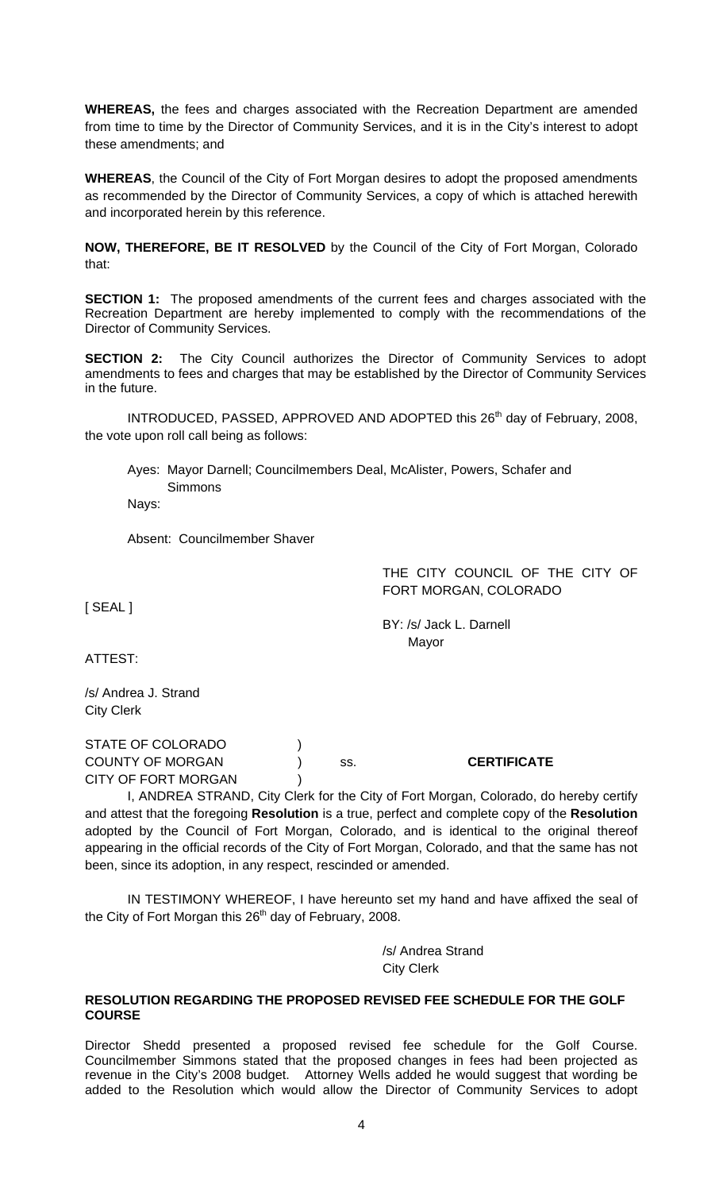**WHEREAS,** the fees and charges associated with the Recreation Department are amended from time to time by the Director of Community Services, and it is in the City's interest to adopt these amendments; and

**WHEREAS**, the Council of the City of Fort Morgan desires to adopt the proposed amendments as recommended by the Director of Community Services, a copy of which is attached herewith and incorporated herein by this reference.

**NOW, THEREFORE, BE IT RESOLVED** by the Council of the City of Fort Morgan, Colorado that:

**SECTION 1:** The proposed amendments of the current fees and charges associated with the Recreation Department are hereby implemented to comply with the recommendations of the Director of Community Services.

**SECTION 2:** The City Council authorizes the Director of Community Services to adopt amendments to fees and charges that may be established by the Director of Community Services in the future.

INTRODUCED, PASSED, APPROVED AND ADOPTED this 26th day of February, 2008, the vote upon roll call being as follows:

Ayes: Mayor Darnell; Councilmembers Deal, McAlister, Powers, Schafer and Simmons

Nays:

Absent: Councilmember Shaver

THE CITY COUNCIL OF THE CITY OF FORT MORGAN, COLORADO

[ SEAL ]

BY: /s/ Jack L. Darnell
Mayor

ATTEST:

/s/ Andrea J. Strand
City Clerk

STATE OF COLORADO )
COUNTY OF MORGAN ) ss. **CERTIFICATE**
CITY OF FORT MORGAN )

I, ANDREA STRAND, City Clerk for the City of Fort Morgan, Colorado, do hereby certify and attest that the foregoing **Resolution** is a true, perfect and complete copy of the **Resolution** adopted by the Council of Fort Morgan, Colorado, and is identical to the original thereof appearing in the official records of the City of Fort Morgan, Colorado, and that the same has not been, since its adoption, in any respect, rescinded or amended.

IN TESTIMONY WHEREOF, I have hereunto set my hand and have affixed the seal of the City of Fort Morgan this 26th day of February, 2008.

/s/ Andrea Strand
City Clerk

**RESOLUTION REGARDING THE PROPOSED REVISED FEE SCHEDULE FOR THE GOLF COURSE**

Director Shedd presented a proposed revised fee schedule for the Golf Course. Councilmember Simmons stated that the proposed changes in fees had been projected as revenue in the City's 2008 budget. Attorney Wells added he would suggest that wording be added to the Resolution which would allow the Director of Community Services to adopt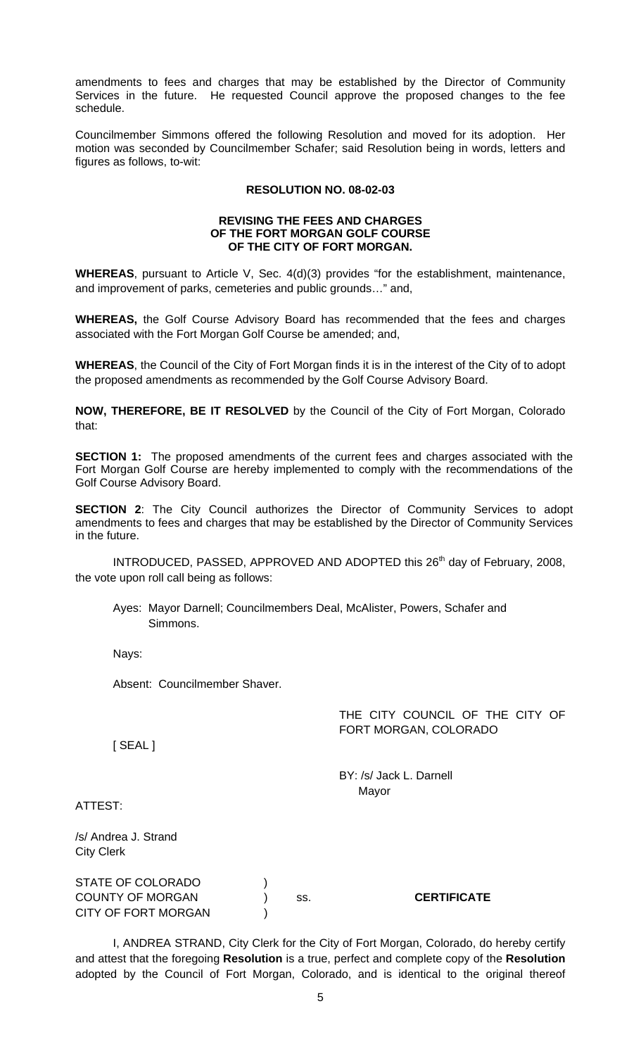amendments to fees and charges that may be established by the Director of Community Services in the future. He requested Council approve the proposed changes to the fee schedule.

Councilmember Simmons offered the following Resolution and moved for its adoption. Her motion was seconded by Councilmember Schafer; said Resolution being in words, letters and figures as follows, to-wit:

**RESOLUTION NO. 08-02-03**

**REVISING THE FEES AND CHARGES OF THE FORT MORGAN GOLF COURSE OF THE CITY OF FORT MORGAN.**

**WHEREAS**, pursuant to Article V, Sec. 4(d)(3) provides "for the establishment, maintenance, and improvement of parks, cemeteries and public grounds…" and,

**WHEREAS,** the Golf Course Advisory Board has recommended that the fees and charges associated with the Fort Morgan Golf Course be amended; and,

**WHEREAS**, the Council of the City of Fort Morgan finds it is in the interest of the City of to adopt the proposed amendments as recommended by the Golf Course Advisory Board.

**NOW, THEREFORE, BE IT RESOLVED** by the Council of the City of Fort Morgan, Colorado that:

**SECTION 1:** The proposed amendments of the current fees and charges associated with the Fort Morgan Golf Course are hereby implemented to comply with the recommendations of the Golf Course Advisory Board.

**SECTION 2**: The City Council authorizes the Director of Community Services to adopt amendments to fees and charges that may be established by the Director of Community Services in the future.

INTRODUCED, PASSED, APPROVED AND ADOPTED this 26th day of February, 2008, the vote upon roll call being as follows:

Ayes: Mayor Darnell; Councilmembers Deal, McAlister, Powers, Schafer and Simmons.

Nays:

Absent: Councilmember Shaver.

THE CITY COUNCIL OF THE CITY OF FORT MORGAN, COLORADO

[ SEAL ]

BY: /s/ Jack L. Darnell
Mayor

ATTEST:

/s/ Andrea J. Strand
City Clerk

STATE OF COLORADO )
COUNTY OF MORGAN ) ss. **CERTIFICATE**
CITY OF FORT MORGAN )

I, ANDREA STRAND, City Clerk for the City of Fort Morgan, Colorado, do hereby certify and attest that the foregoing **Resolution** is a true, perfect and complete copy of the **Resolution** adopted by the Council of Fort Morgan, Colorado, and is identical to the original thereof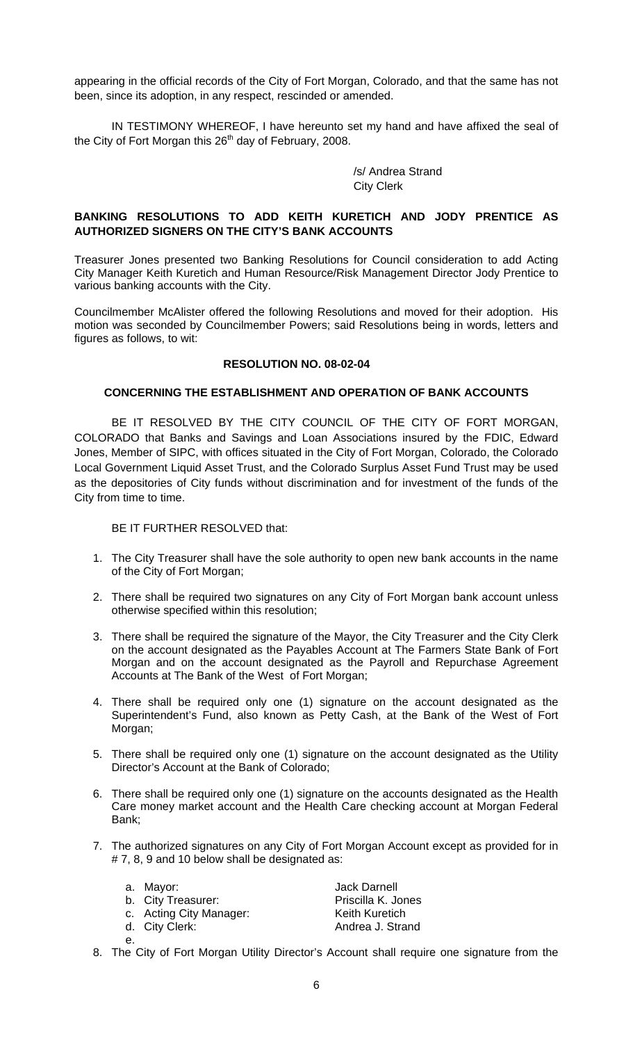appearing in the official records of the City of Fort Morgan, Colorado, and that the same has not been, since its adoption, in any respect, rescinded or amended.

IN TESTIMONY WHEREOF, I have hereunto set my hand and have affixed the seal of the City of Fort Morgan this 26th day of February, 2008.

/s/ Andrea Strand
City Clerk

**BANKING RESOLUTIONS TO ADD KEITH KURETICH AND JODY PRENTICE AS AUTHORIZED SIGNERS ON THE CITY'S BANK ACCOUNTS**

Treasurer Jones presented two Banking Resolutions for Council consideration to add Acting City Manager Keith Kuretich and Human Resource/Risk Management Director Jody Prentice to various banking accounts with the City.

Councilmember McAlister offered the following Resolutions and moved for their adoption. His motion was seconded by Councilmember Powers; said Resolutions being in words, letters and figures as follows, to wit:

**RESOLUTION NO. 08-02-04**

**CONCERNING THE ESTABLISHMENT AND OPERATION OF BANK ACCOUNTS**

BE IT RESOLVED BY THE CITY COUNCIL OF THE CITY OF FORT MORGAN, COLORADO that Banks and Savings and Loan Associations insured by the FDIC, Edward Jones, Member of SIPC, with offices situated in the City of Fort Morgan, Colorado, the Colorado Local Government Liquid Asset Trust, and the Colorado Surplus Asset Fund Trust may be used as the depositories of City funds without discrimination and for investment of the funds of the City from time to time.

BE IT FURTHER RESOLVED that:

1. The City Treasurer shall have the sole authority to open new bank accounts in the name of the City of Fort Morgan;
2. There shall be required two signatures on any City of Fort Morgan bank account unless otherwise specified within this resolution;
3. There shall be required the signature of the Mayor, the City Treasurer and the City Clerk on the account designated as the Payables Account at The Farmers State Bank of Fort Morgan and on the account designated as the Payroll and Repurchase Agreement Accounts at The Bank of the West of Fort Morgan;
4. There shall be required only one (1) signature on the account designated as the Superintendent's Fund, also known as Petty Cash, at the Bank of the West of Fort Morgan;
5. There shall be required only one (1) signature on the account designated as the Utility Director's Account at the Bank of Colorado;
6. There shall be required only one (1) signature on the accounts designated as the Health Care money market account and the Health Care checking account at Morgan Federal Bank;
7. The authorized signatures on any City of Fort Morgan Account except as provided for in # 7, 8, 9 and 10 below shall be designated as:
   a. Mayor: Jack Darnell
   b. City Treasurer: Priscilla K. Jones
   c. Acting City Manager: Keith Kuretich
   d. City Clerk: Andrea J. Strand
   e.
8. The City of Fort Morgan Utility Director's Account shall require one signature from the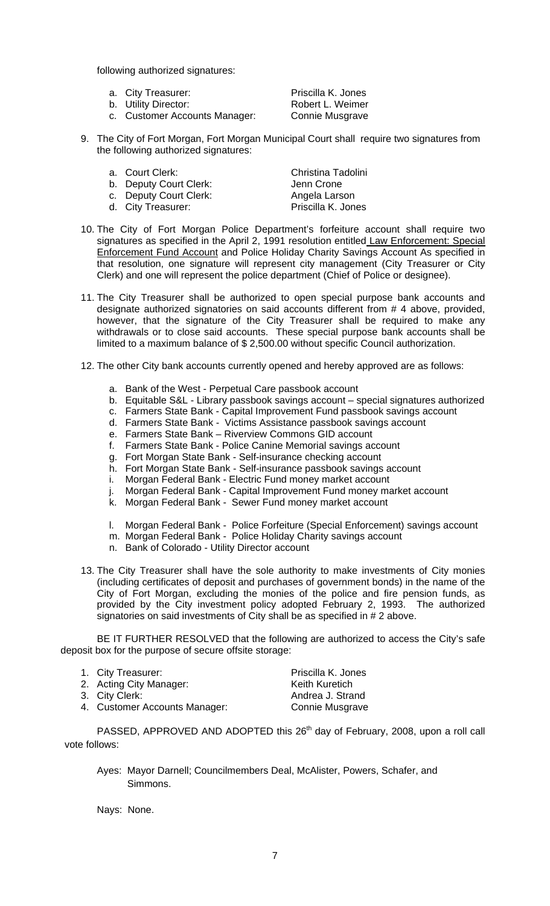following authorized signatures:

a. City Treasurer: Priscilla K. Jones
b. Utility Director: Robert L. Weimer
c. Customer Accounts Manager: Connie Musgrave

9. The City of Fort Morgan, Fort Morgan Municipal Court shall require two signatures from the following authorized signatures:

   a. Court Clerk: Christina Tadolini
   b. Deputy Court Clerk: Jenn Crone
   c. Deputy Court Clerk: Angela Larson
   d. City Treasurer: Priscilla K. Jones

10. The City of Fort Morgan Police Department's forfeiture account shall require two signatures as specified in the April 2, 1991 resolution entitled Law Enforcement: Special Enforcement Fund Account and Police Holiday Charity Savings Account As specified in that resolution, one signature will represent city management (City Treasurer or City Clerk) and one will represent the police department (Chief of Police or designee).

11. The City Treasurer shall be authorized to open special purpose bank accounts and designate authorized signatories on said accounts different from # 4 above, provided, however, that the signature of the City Treasurer shall be required to make any withdrawals or to close said accounts. These special purpose bank accounts shall be limited to a maximum balance of $ 2,500.00 without specific Council authorization.

12. The other City bank accounts currently opened and hereby approved are as follows:

    a. Bank of the West - Perpetual Care passbook account
    b. Equitable S&L - Library passbook savings account – special signatures authorized
    c. Farmers State Bank - Capital Improvement Fund passbook savings account
    d. Farmers State Bank - Victims Assistance passbook savings account
    e. Farmers State Bank – Riverview Commons GID account
    f. Farmers State Bank - Police Canine Memorial savings account
    g. Fort Morgan State Bank - Self-insurance checking account
    h. Fort Morgan State Bank - Self-insurance passbook savings account
    i. Morgan Federal Bank - Electric Fund money market account
    j. Morgan Federal Bank - Capital Improvement Fund money market account
    k. Morgan Federal Bank - Sewer Fund money market account
    l. Morgan Federal Bank - Police Forfeiture (Special Enforcement) savings account
    m. Morgan Federal Bank - Police Holiday Charity savings account
    n. Bank of Colorado - Utility Director account

13. The City Treasurer shall have the sole authority to make investments of City monies (including certificates of deposit and purchases of government bonds) in the name of the City of Fort Morgan, excluding the monies of the police and fire pension funds, as provided by the City investment policy adopted February 2, 1993. The authorized signatories on said investments of City shall be as specified in # 2 above.

BE IT FURTHER RESOLVED that the following are authorized to access the City's safe deposit box for the purpose of secure offsite storage:

1. City Treasurer: Priscilla K. Jones
2. Acting City Manager: Keith Kuretich
3. City Clerk: Andrea J. Strand
4. Customer Accounts Manager: Connie Musgrave

PASSED, APPROVED AND ADOPTED this 26th day of February, 2008, upon a roll call vote follows:

Ayes: Mayor Darnell; Councilmembers Deal, McAlister, Powers, Schafer, and Simmons.

Nays: None.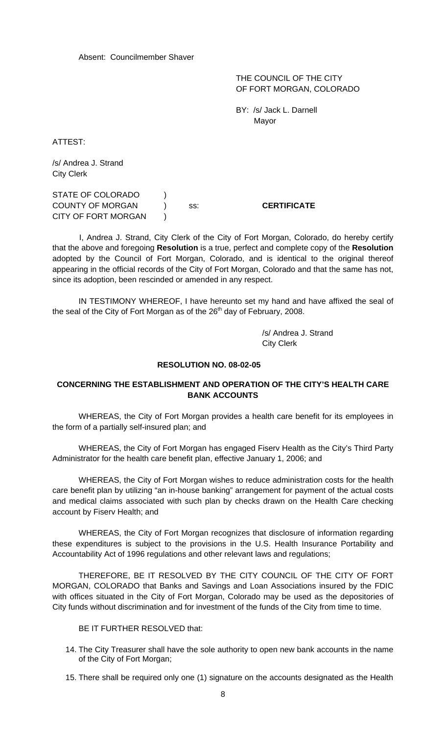Absent: Councilmember Shaver

THE COUNCIL OF THE CITY
OF FORT MORGAN, COLORADO

BY: /s/ Jack L. Darnell
Mayor

ATTEST:

/s/ Andrea J. Strand
City Clerk

STATE OF COLORADO )
COUNTY OF MORGAN ) ss: **CERTIFICATE**
CITY OF FORT MORGAN )

I, Andrea J. Strand, City Clerk of the City of Fort Morgan, Colorado, do hereby certify that the above and foregoing **Resolution** is a true, perfect and complete copy of the **Resolution** adopted by the Council of Fort Morgan, Colorado, and is identical to the original thereof appearing in the official records of the City of Fort Morgan, Colorado and that the same has not, since its adoption, been rescinded or amended in any respect.

IN TESTIMONY WHEREOF, I have hereunto set my hand and have affixed the seal of the seal of the City of Fort Morgan as of the 26th day of February, 2008.

/s/ Andrea J. Strand
City Clerk

**RESOLUTION NO. 08-02-05**

**CONCERNING THE ESTABLISHMENT AND OPERATION OF THE CITY'S HEALTH CARE BANK ACCOUNTS**

WHEREAS, the City of Fort Morgan provides a health care benefit for its employees in the form of a partially self-insured plan; and

WHEREAS, the City of Fort Morgan has engaged Fiserv Health as the City's Third Party Administrator for the health care benefit plan, effective January 1, 2006; and

WHEREAS, the City of Fort Morgan wishes to reduce administration costs for the health care benefit plan by utilizing "an in-house banking" arrangement for payment of the actual costs and medical claims associated with such plan by checks drawn on the Health Care checking account by Fiserv Health; and

WHEREAS, the City of Fort Morgan recognizes that disclosure of information regarding these expenditures is subject to the provisions in the U.S. Health Insurance Portability and Accountability Act of 1996 regulations and other relevant laws and regulations;

THEREFORE, BE IT RESOLVED BY THE CITY COUNCIL OF THE CITY OF FORT MORGAN, COLORADO that Banks and Savings and Loan Associations insured by the FDIC with offices situated in the City of Fort Morgan, Colorado may be used as the depositories of City funds without discrimination and for investment of the funds of the City from time to time.

BE IT FURTHER RESOLVED that:

14. The City Treasurer shall have the sole authority to open new bank accounts in the name of the City of Fort Morgan;
15. There shall be required only one (1) signature on the accounts designated as the Health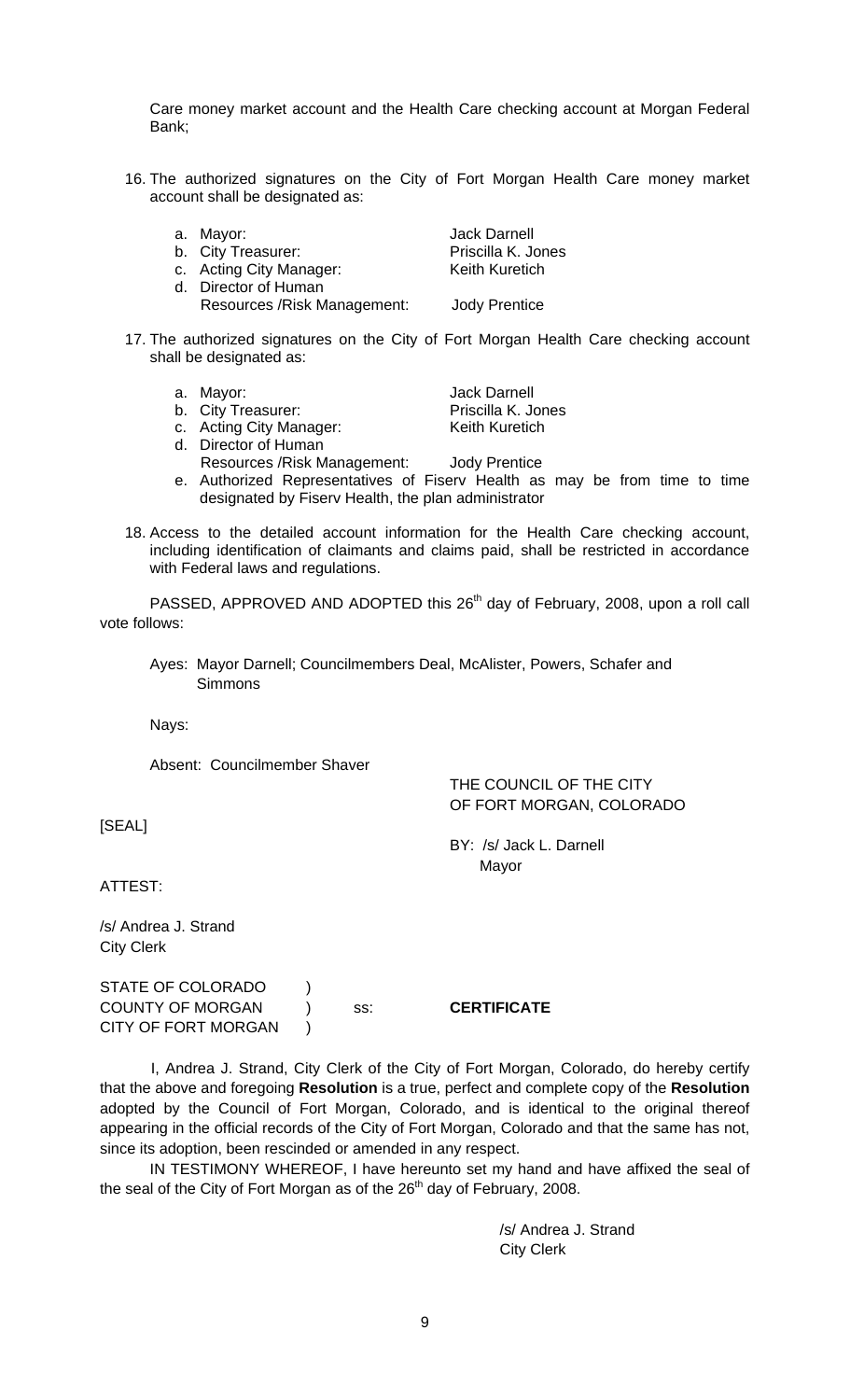Care money market account and the Health Care checking account at Morgan Federal Bank;

16. The authorized signatures on the City of Fort Morgan Health Care money market account shall be designated as:

    a. Mayor: Jack Darnell
    b. City Treasurer: Priscilla K. Jones
    c. Acting City Manager: Keith Kuretich
    d. Director of Human Resources /Risk Management: Jody Prentice

17. The authorized signatures on the City of Fort Morgan Health Care checking account shall be designated as:

    a. Mayor: Jack Darnell
    b. City Treasurer: Priscilla K. Jones
    c. Acting City Manager: Keith Kuretich
    d. Director of Human Resources /Risk Management: Jody Prentice
    e. Authorized Representatives of Fiserv Health as may be from time to time designated by Fiserv Health, the plan administrator

18. Access to the detailed account information for the Health Care checking account, including identification of claimants and claims paid, shall be restricted in accordance with Federal laws and regulations.

PASSED, APPROVED AND ADOPTED this 26th day of February, 2008, upon a roll call vote follows:

Ayes: Mayor Darnell; Councilmembers Deal, McAlister, Powers, Schafer and Simmons

Nays:

Absent: Councilmember Shaver

THE COUNCIL OF THE CITY OF FORT MORGAN, COLORADO

[SEAL]

BY: /s/ Jack L. Darnell
Mayor

ATTEST:

/s/ Andrea J. Strand
City Clerk

STATE OF COLORADO )
COUNTY OF MORGAN ) ss: **CERTIFICATE**
CITY OF FORT MORGAN )

I, Andrea J. Strand, City Clerk of the City of Fort Morgan, Colorado, do hereby certify that the above and foregoing **Resolution** is a true, perfect and complete copy of the **Resolution** adopted by the Council of Fort Morgan, Colorado, and is identical to the original thereof appearing in the official records of the City of Fort Morgan, Colorado and that the same has not, since its adoption, been rescinded or amended in any respect.

IN TESTIMONY WHEREOF, I have hereunto set my hand and have affixed the seal of the seal of the City of Fort Morgan as of the 26th day of February, 2008.

/s/ Andrea J. Strand
City Clerk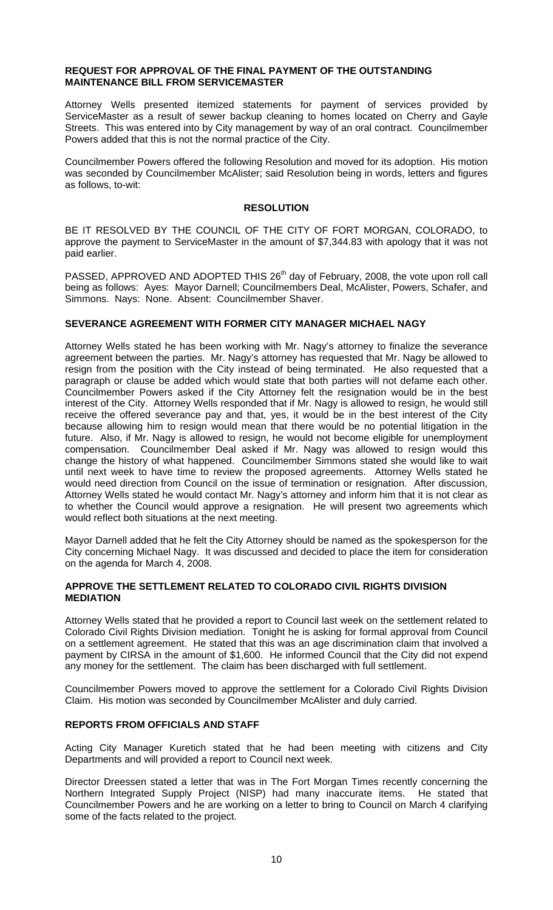## REQUEST FOR APPROVAL OF THE FINAL PAYMENT OF THE OUTSTANDING MAINTENANCE BILL FROM SERVICEMASTER

Attorney Wells presented itemized statements for payment of services provided by ServiceMaster as a result of sewer backup cleaning to homes located on Cherry and Gayle Streets. This was entered into by City management by way of an oral contract. Councilmember Powers added that this is not the normal practice of the City.

Councilmember Powers offered the following Resolution and moved for its adoption. His motion was seconded by Councilmember McAlister; said Resolution being in words, letters and figures as follows, to-wit:

### RESOLUTION

BE IT RESOLVED BY THE COUNCIL OF THE CITY OF FORT MORGAN, COLORADO, to approve the payment to ServiceMaster in the amount of $7,344.83 with apology that it was not paid earlier.

PASSED, APPROVED AND ADOPTED THIS 26th day of February, 2008, the vote upon roll call being as follows: Ayes: Mayor Darnell; Councilmembers Deal, McAlister, Powers, Schafer, and Simmons. Nays: None. Absent: Councilmember Shaver.

## SEVERANCE AGREEMENT WITH FORMER CITY MANAGER MICHAEL NAGY

Attorney Wells stated he has been working with Mr. Nagy's attorney to finalize the severance agreement between the parties. Mr. Nagy's attorney has requested that Mr. Nagy be allowed to resign from the position with the City instead of being terminated. He also requested that a paragraph or clause be added which would state that both parties will not defame each other. Councilmember Powers asked if the City Attorney felt the resignation would be in the best interest of the City. Attorney Wells responded that if Mr. Nagy is allowed to resign, he would still receive the offered severance pay and that, yes, it would be in the best interest of the City because allowing him to resign would mean that there would be no potential litigation in the future. Also, if Mr. Nagy is allowed to resign, he would not become eligible for unemployment compensation. Councilmember Deal asked if Mr. Nagy was allowed to resign would this change the history of what happened. Councilmember Simmons stated she would like to wait until next week to have time to review the proposed agreements. Attorney Wells stated he would need direction from Council on the issue of termination or resignation. After discussion, Attorney Wells stated he would contact Mr. Nagy's attorney and inform him that it is not clear as to whether the Council would approve a resignation. He will present two agreements which would reflect both situations at the next meeting.

Mayor Darnell added that he felt the City Attorney should be named as the spokesperson for the City concerning Michael Nagy. It was discussed and decided to place the item for consideration on the agenda for March 4, 2008.

## APPROVE THE SETTLEMENT RELATED TO COLORADO CIVIL RIGHTS DIVISION MEDIATION

Attorney Wells stated that he provided a report to Council last week on the settlement related to Colorado Civil Rights Division mediation. Tonight he is asking for formal approval from Council on a settlement agreement. He stated that this was an age discrimination claim that involved a payment by CIRSA in the amount of $1,600. He informed Council that the City did not expend any money for the settlement. The claim has been discharged with full settlement.

Councilmember Powers moved to approve the settlement for a Colorado Civil Rights Division Claim. His motion was seconded by Councilmember McAlister and duly carried.

## REPORTS FROM OFFICIALS AND STAFF

Acting City Manager Kuretich stated that he had been meeting with citizens and City Departments and will provided a report to Council next week.

Director Dreessen stated a letter that was in The Fort Morgan Times recently concerning the Northern Integrated Supply Project (NISP) had many inaccurate items. He stated that Councilmember Powers and he are working on a letter to bring to Council on March 4 clarifying some of the facts related to the project.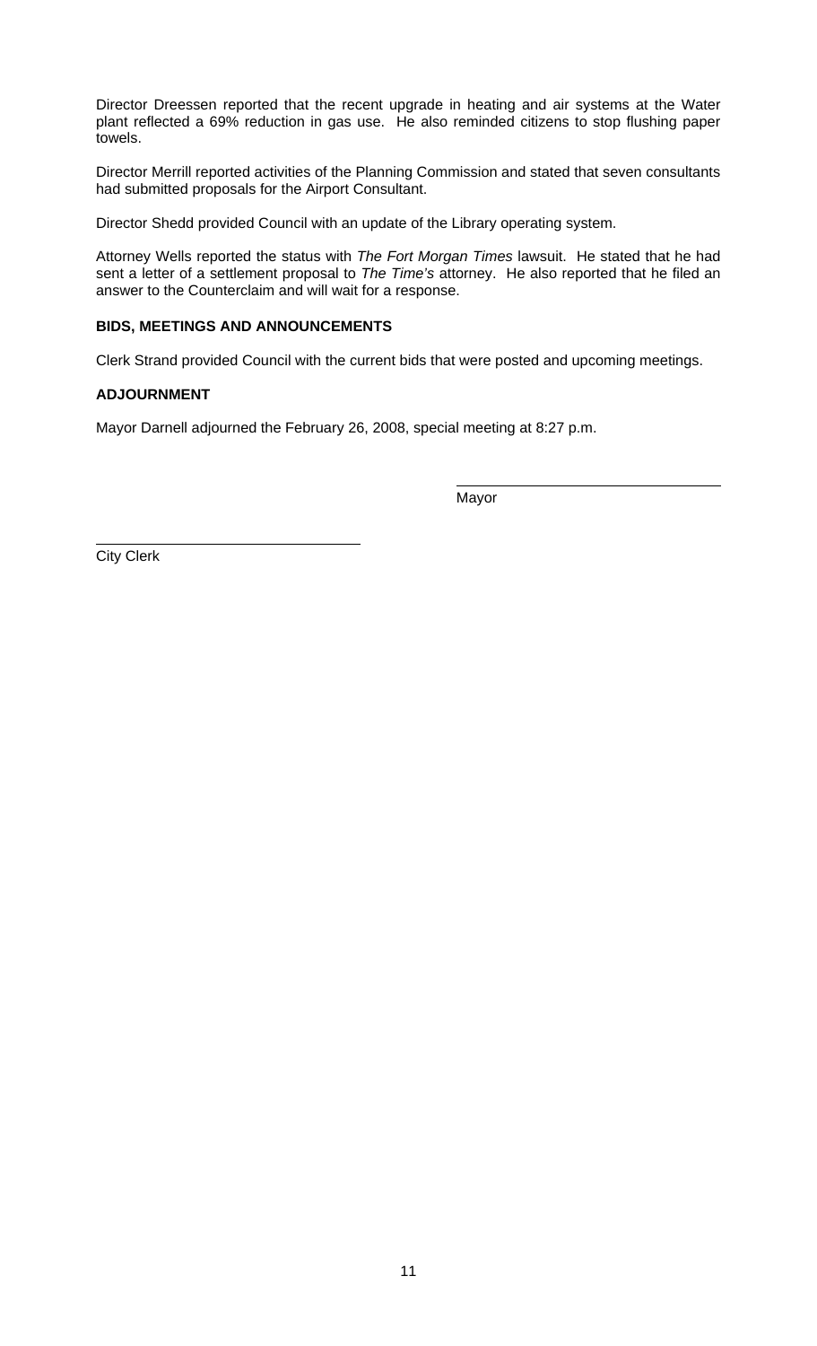Director Dreessen reported that the recent upgrade in heating and air systems at the Water plant reflected a 69% reduction in gas use. He also reminded citizens to stop flushing paper towels.

Director Merrill reported activities of the Planning Commission and stated that seven consultants had submitted proposals for the Airport Consultant.

Director Shedd provided Council with an update of the Library operating system.

Attorney Wells reported the status with *The Fort Morgan Times* lawsuit. He stated that he had sent a letter of a settlement proposal to *The Time's* attorney. He also reported that he filed an answer to the Counterclaim and will wait for a response.

**BIDS, MEETINGS AND ANNOUNCEMENTS**

Clerk Strand provided Council with the current bids that were posted and upcoming meetings.

**ADJOURNMENT**

Mayor Darnell adjourned the February 26, 2008, special meeting at 8:27 p.m.

\_\_\_\_\_\_\_\_\_\_\_\_\_\_\_\_\_\_\_\_\_\_\_\_\_\_\_\_\_\_\_\_\_\_
Mayor

\_\_\_\_\_\_\_\_\_\_\_\_\_\_\_\_\_\_\_\_\_\_\_\_\_\_\_\_\_\_\_\_\_\_
City Clerk